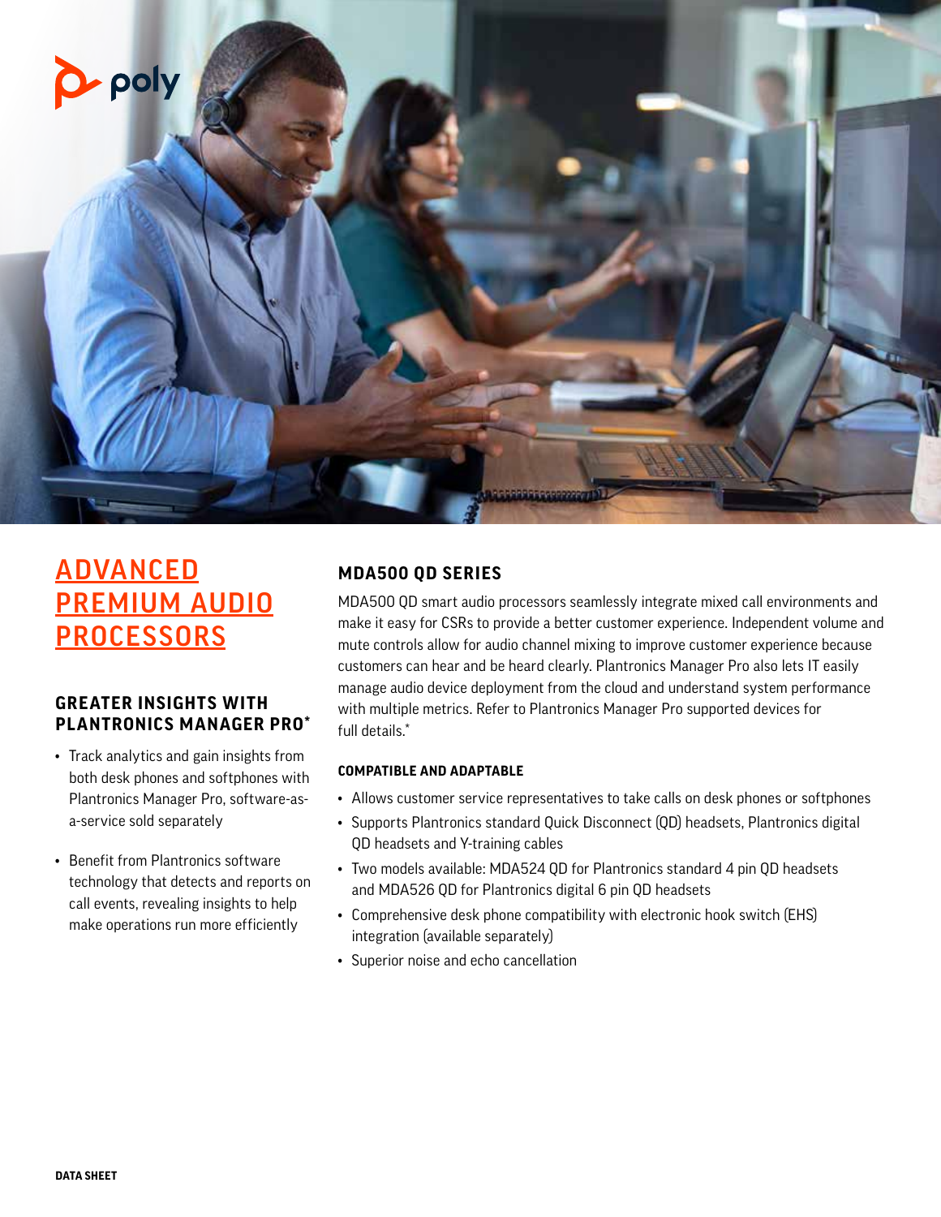# ADVANCED PREMIUM AUDIO PROCESSORS

## GREATER INSIGHTS WITH PLANTRONICS MANAGER PRO*

- Track analytics and gain insights from both desk phones and softphones with Plantronics Manager Pro, software-as-a-service sold separately
- Benefit from Plantronics software technology that detects and reports on call events, revealing insights to help make operations run more efficiently

## MDA500 QD SERIES

MDA500 QD smart audio processors seamlessly integrate mixed call environments and make it easy for CSRs to provide a better customer experience. Independent volume and mute controls allow for audio channel mixing to improve customer experience because customers can hear and be heard clearly. Plantronics Manager Pro also lets IT easily manage audio device deployment from the cloud and understand system performance with multiple metrics. Refer to Plantronics Manager Pro supported devices for full details.*

### COMPATIBLE AND ADAPTABLE

- Allows customer service representatives to take calls on desk phones or softphones
- Supports Plantronics standard Quick Disconnect (QD) headsets, Plantronics digital QD headsets and Y-training cables
- Two models available: MDA524 QD for Plantronics standard 4 pin QD headsets and MDA526 QD for Plantronics digital 6 pin QD headsets
- Comprehensive desk phone compatibility with electronic hook switch (EHS) integration (available separately)
- Superior noise and echo cancellation

DATA SHEET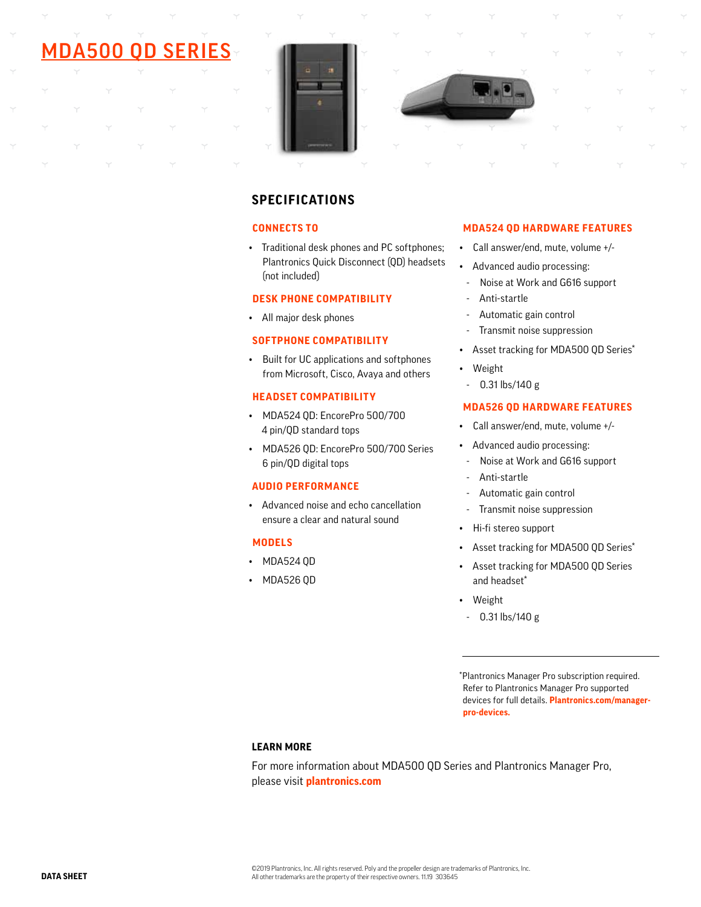# MDA500 QD SERIES

## SPECIFICATIONS

### CONNECTS TO

- Traditional desk phones and PC softphones; Plantronics Quick Disconnect (QD) headsets (not included)

### DESK PHONE COMPATIBILITY

- All major desk phones

### SOFTPHONE COMPATIBILITY

- Built for UC applications and softphones from Microsoft, Cisco, Avaya and others

### HEADSET COMPATIBILITY

- MDA524 QD: EncorePro 500/700 4 pin/QD standard tops
- MDA526 QD: EncorePro 500/700 Series 6 pin/QD digital tops

### AUDIO PERFORMANCE

- Advanced noise and echo cancellation ensure a clear and natural sound

### MODELS

- MDA524 QD
- MDA526 QD

### MDA524 QD HARDWARE FEATURES

- Call answer/end, mute, volume +/-
- Advanced audio processing:
  - Noise at Work and G616 support
  - Anti-startle
  - Automatic gain control
  - Transmit noise suppression
- Asset tracking for MDA500 QD Series*
- Weight
  - 0.31 lbs/140 g

### MDA526 QD HARDWARE FEATURES

- Call answer/end, mute, volume +/-
- Advanced audio processing:
  - Noise at Work and G616 support
  - Anti-startle
  - Automatic gain control
  - Transmit noise suppression
- Hi-fi stereo support
- Asset tracking for MDA500 QD Series*
- Asset tracking for MDA500 QD Series and headset*
- Weight
  - 0.31 lbs/140 g

*Plantronics Manager Pro subscription required. Refer to Plantronics Manager Pro supported devices for full details. **Plantronics.com/manager-pro-devices.**

**LEARN MORE**

For more information about MDA500 QD Series and Plantronics Manager Pro, please visit **plantronics.com**

DATA SHEET

©2019 Plantronics, Inc. All rights reserved. Poly and the propeller design are trademarks of Plantronics, Inc. All other trademarks are the property of their respective owners. 11.19 303645